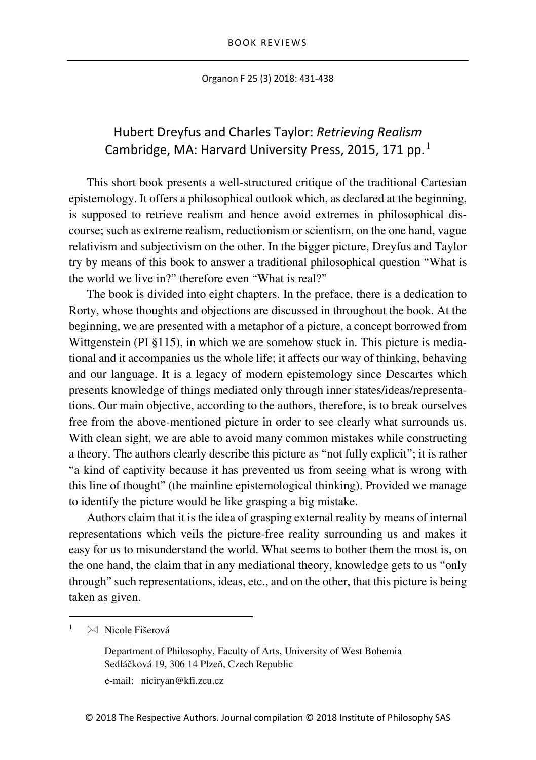# Hubert Dreyfus and Charles Taylor: *Retrieving Realism*
Cambridge, MA: Harvard University Press, 2015, 171 pp.[1]

This short book presents a well-structured critique of the traditional Cartesian epistemology. It offers a philosophical outlook which, as declared at the beginning, is supposed to retrieve realism and hence avoid extremes in philosophical discourse; such as extreme realism, reductionism or scientism, on the one hand, vague relativism and subjectivism on the other. In the bigger picture, Dreyfus and Taylor try by means of this book to answer a traditional philosophical question "What is the world we live in?" therefore even "What is real?"

The book is divided into eight chapters. In the preface, there is a dedication to Rorty, whose thoughts and objections are discussed in throughout the book. At the beginning, we are presented with a metaphor of a picture, a concept borrowed from Wittgenstein (PI §115), in which we are somehow stuck in. This picture is mediational and it accompanies us the whole life; it affects our way of thinking, behaving and our language. It is a legacy of modern epistemology since Descartes which presents knowledge of things mediated only through inner states/ideas/representations. Our main objective, according to the authors, therefore, is to break ourselves free from the above-mentioned picture in order to see clearly what surrounds us. With clean sight, we are able to avoid many common mistakes while constructing a theory. The authors clearly describe this picture as "not fully explicit"; it is rather "a kind of captivity because it has prevented us from seeing what is wrong with this line of thought" (the mainline epistemological thinking). Provided we manage to identify the picture would be like grasping a big mistake.

Authors claim that it is the idea of grasping external reality by means of internal representations which veils the picture-free reality surrounding us and makes it easy for us to misunderstand the world. What seems to bother them the most is, on the one hand, the claim that in any mediational theory, knowledge gets to us "only through" such representations, ideas, etc., and on the other, that this picture is being taken as given.

---

[1] ✉ Nicole Fišerová

Department of Philosophy, Faculty of Arts, University of West Bohemia
Sedláčková 19, 306 14 Plzeň, Czech Republic

e-mail: niciryan@kfi.zcu.cz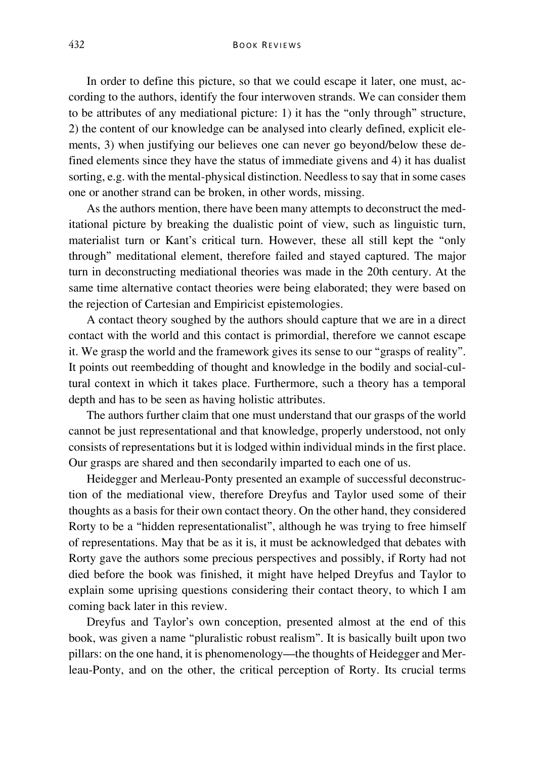In order to define this picture, so that we could escape it later, one must, according to the authors, identify the four interwoven strands. We can consider them to be attributes of any mediational picture: 1) it has the "only through" structure, 2) the content of our knowledge can be analysed into clearly defined, explicit elements, 3) when justifying our believes one can never go beyond/below these defined elements since they have the status of immediate givens and 4) it has dualist sorting, e.g. with the mental-physical distinction. Needless to say that in some cases one or another strand can be broken, in other words, missing.

As the authors mention, there have been many attempts to deconstruct the meditational picture by breaking the dualistic point of view, such as linguistic turn, materialist turn or Kant's critical turn. However, these all still kept the "only through" meditational element, therefore failed and stayed captured. The major turn in deconstructing mediational theories was made in the 20th century. At the same time alternative contact theories were being elaborated; they were based on the rejection of Cartesian and Empiricist epistemologies.

A contact theory soughed by the authors should capture that we are in a direct contact with the world and this contact is primordial, therefore we cannot escape it. We grasp the world and the framework gives its sense to our "grasps of reality". It points out reembedding of thought and knowledge in the bodily and social-cultural context in which it takes place. Furthermore, such a theory has a temporal depth and has to be seen as having holistic attributes.

The authors further claim that one must understand that our grasps of the world cannot be just representational and that knowledge, properly understood, not only consists of representations but it is lodged within individual minds in the first place. Our grasps are shared and then secondarily imparted to each one of us.

Heidegger and Merleau-Ponty presented an example of successful deconstruction of the mediational view, therefore Dreyfus and Taylor used some of their thoughts as a basis for their own contact theory. On the other hand, they considered Rorty to be a "hidden representationalist", although he was trying to free himself of representations. May that be as it is, it must be acknowledged that debates with Rorty gave the authors some precious perspectives and possibly, if Rorty had not died before the book was finished, it might have helped Dreyfus and Taylor to explain some uprising questions considering their contact theory, to which I am coming back later in this review.

Dreyfus and Taylor's own conception, presented almost at the end of this book, was given a name "pluralistic robust realism". It is basically built upon two pillars: on the one hand, it is phenomenology—the thoughts of Heidegger and Merleau-Ponty, and on the other, the critical perception of Rorty. Its crucial terms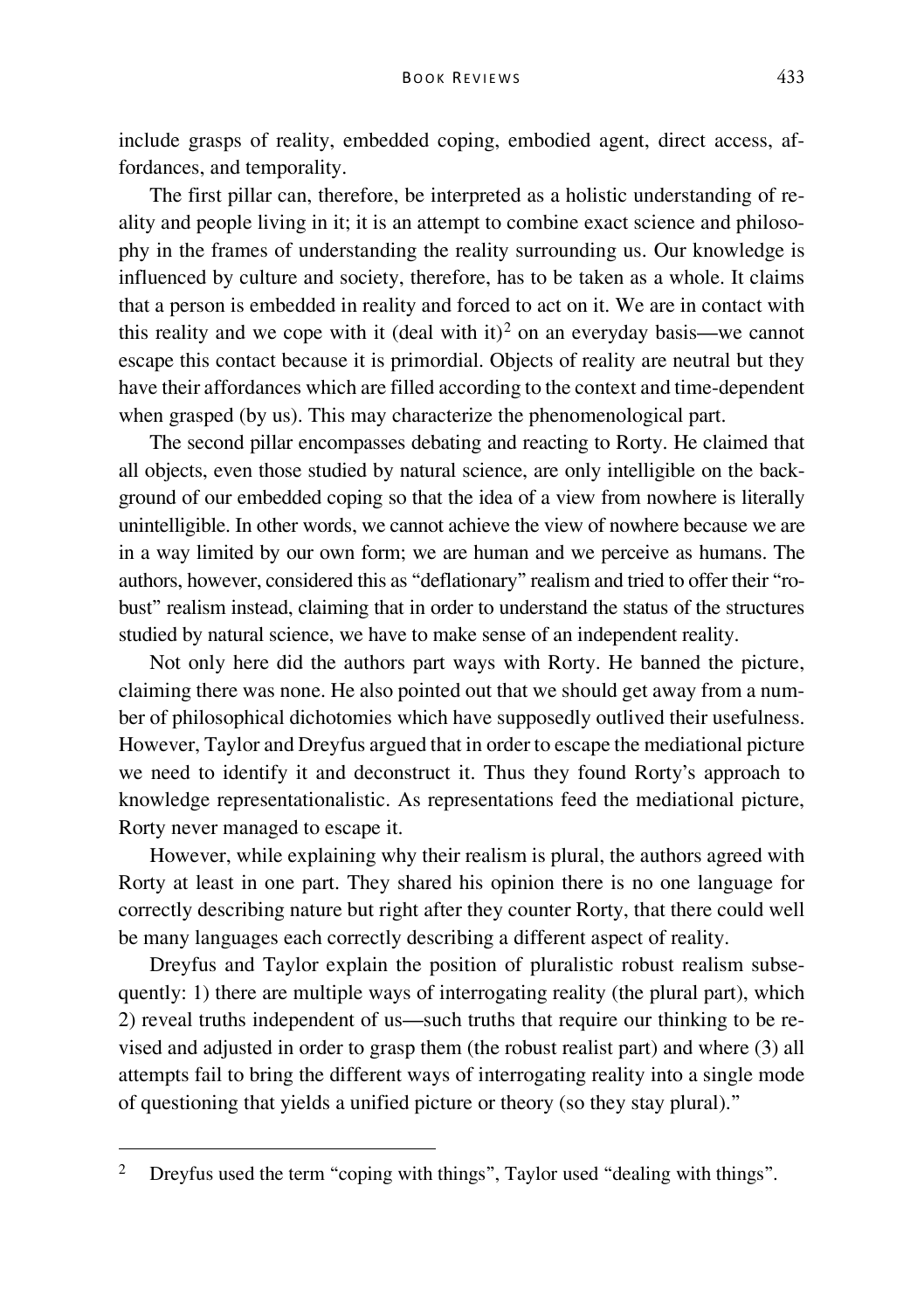include grasps of reality, embedded coping, embodied agent, direct access, affordances, and temporality.

The first pillar can, therefore, be interpreted as a holistic understanding of reality and people living in it; it is an attempt to combine exact science and philosophy in the frames of understanding the reality surrounding us. Our knowledge is influenced by culture and society, therefore, has to be taken as a whole. It claims that a person is embedded in reality and forced to act on it. We are in contact with this reality and we cope with it (deal with it)[2] on an everyday basis—we cannot escape this contact because it is primordial. Objects of reality are neutral but they have their affordances which are filled according to the context and time-dependent when grasped (by us). This may characterize the phenomenological part.

The second pillar encompasses debating and reacting to Rorty. He claimed that all objects, even those studied by natural science, are only intelligible on the background of our embedded coping so that the idea of a view from nowhere is literally unintelligible. In other words, we cannot achieve the view of nowhere because we are in a way limited by our own form; we are human and we perceive as humans. The authors, however, considered this as "deflationary" realism and tried to offer their "robust" realism instead, claiming that in order to understand the status of the structures studied by natural science, we have to make sense of an independent reality.

Not only here did the authors part ways with Rorty. He banned the picture, claiming there was none. He also pointed out that we should get away from a number of philosophical dichotomies which have supposedly outlived their usefulness. However, Taylor and Dreyfus argued that in order to escape the mediational picture we need to identify it and deconstruct it. Thus they found Rorty's approach to knowledge representationalistic. As representations feed the mediational picture, Rorty never managed to escape it.

However, while explaining why their realism is plural, the authors agreed with Rorty at least in one part. They shared his opinion there is no one language for correctly describing nature but right after they counter Rorty, that there could well be many languages each correctly describing a different aspect of reality.

Dreyfus and Taylor explain the position of pluralistic robust realism subsequently: 1) there are multiple ways of interrogating reality (the plural part), which 2) reveal truths independent of us—such truths that require our thinking to be revised and adjusted in order to grasp them (the robust realist part) and where (3) all attempts fail to bring the different ways of interrogating reality into a single mode of questioning that yields a unified picture or theory (so they stay plural)."

---

[2] Dreyfus used the term "coping with things", Taylor used "dealing with things".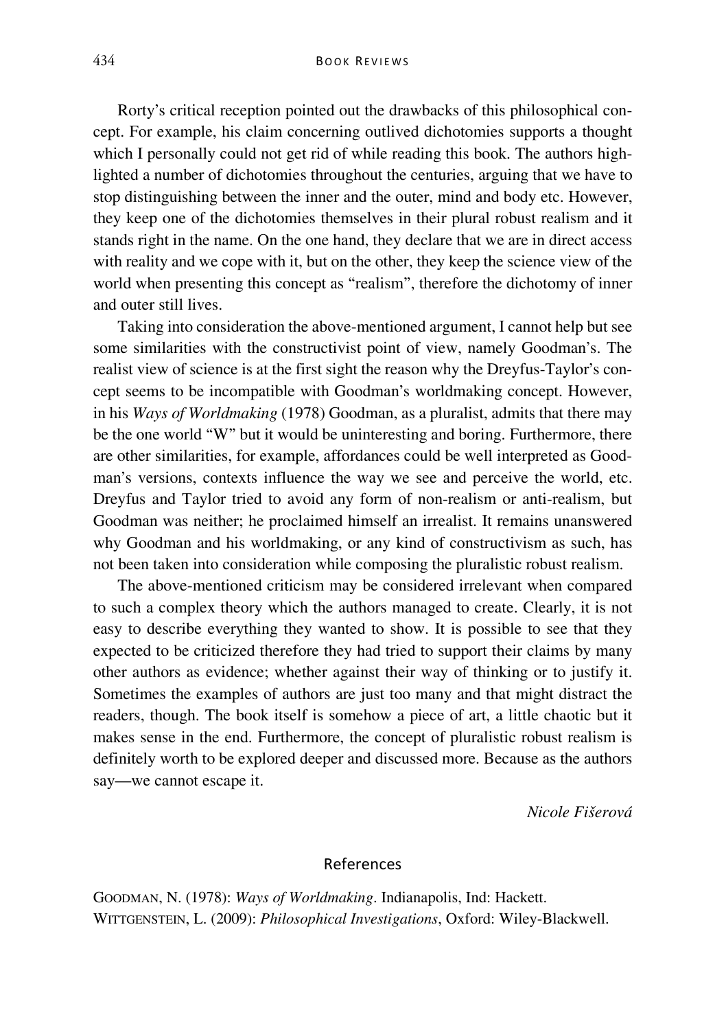Rorty's critical reception pointed out the drawbacks of this philosophical concept. For example, his claim concerning outlived dichotomies supports a thought which I personally could not get rid of while reading this book. The authors highlighted a number of dichotomies throughout the centuries, arguing that we have to stop distinguishing between the inner and the outer, mind and body etc. However, they keep one of the dichotomies themselves in their plural robust realism and it stands right in the name. On the one hand, they declare that we are in direct access with reality and we cope with it, but on the other, they keep the science view of the world when presenting this concept as "realism", therefore the dichotomy of inner and outer still lives.

Taking into consideration the above-mentioned argument, I cannot help but see some similarities with the constructivist point of view, namely Goodman's. The realist view of science is at the first sight the reason why the Dreyfus-Taylor's concept seems to be incompatible with Goodman's worldmaking concept. However, in his *Ways of Worldmaking* (1978) Goodman, as a pluralist, admits that there may be the one world "W" but it would be uninteresting and boring. Furthermore, there are other similarities, for example, affordances could be well interpreted as Goodman's versions, contexts influence the way we see and perceive the world, etc. Dreyfus and Taylor tried to avoid any form of non-realism or anti-realism, but Goodman was neither; he proclaimed himself an irrealist. It remains unanswered why Goodman and his worldmaking, or any kind of constructivism as such, has not been taken into consideration while composing the pluralistic robust realism.

The above-mentioned criticism may be considered irrelevant when compared to such a complex theory which the authors managed to create. Clearly, it is not easy to describe everything they wanted to show. It is possible to see that they expected to be criticized therefore they had tried to support their claims by many other authors as evidence; whether against their way of thinking or to justify it. Sometimes the examples of authors are just too many and that might distract the readers, though. The book itself is somehow a piece of art, a little chaotic but it makes sense in the end. Furthermore, the concept of pluralistic robust realism is definitely worth to be explored deeper and discussed more. Because as the authors say—we cannot escape it.

*Nicole Fišerová*

## References

GOODMAN, N. (1978): *Ways of Worldmaking*. Indianapolis, Ind: Hackett.

WITTGENSTEIN, L. (2009): *Philosophical Investigations*, Oxford: Wiley-Blackwell.